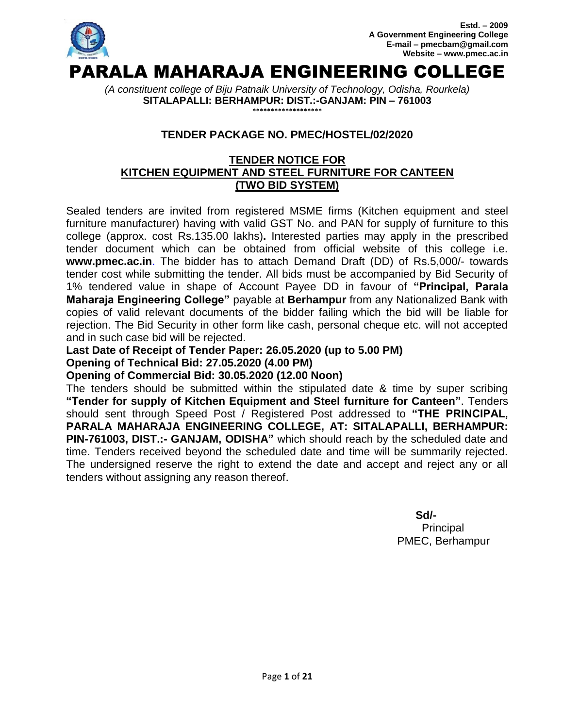**Estd. – 2009**
**A Government Engineering College**
**E-mail – pmecbam@gmail.com**
**Website – www.pmec.ac.in**

# PARALA MAHARAJA ENGINEERING COLLEGE

*(A constituent college of Biju Patnaik University of Technology, Odisha, Rourkela)*
**SITALAPALLI: BERHAMPUR: DIST.:-GANJAM: PIN – 761003**
*******************

## TENDER PACKAGE NO. PMEC/HOSTEL/02/2020

## TENDER NOTICE FOR KITCHEN EQUIPMENT AND STEEL FURNITURE FOR CANTEEN (TWO BID SYSTEM)

Sealed tenders are invited from registered MSME firms (Kitchen equipment and steel furniture manufacturer) having with valid GST No. and PAN for supply of furniture to this college (approx. cost Rs.135.00 lakhs)**.** Interested parties may apply in the prescribed tender document which can be obtained from official website of this college i.e. **www.pmec.ac.in**. The bidder has to attach Demand Draft (DD) of Rs.5,000/- towards tender cost while submitting the tender. All bids must be accompanied by Bid Security of 1% tendered value in shape of Account Payee DD in favour of **"Principal, Parala Maharaja Engineering College"** payable at **Berhampur** from any Nationalized Bank with copies of valid relevant documents of the bidder failing which the bid will be liable for rejection. The Bid Security in other form like cash, personal cheque etc. will not accepted and in such case bid will be rejected.

**Last Date of Receipt of Tender Paper: 26.05.2020 (up to 5.00 PM)**
**Opening of Technical Bid: 27.05.2020 (4.00 PM)**
**Opening of Commercial Bid: 30.05.2020 (12.00 Noon)**

The tenders should be submitted within the stipulated date & time by super scribing **"Tender for supply of Kitchen Equipment and Steel furniture for Canteen"**. Tenders should sent through Speed Post / Registered Post addressed to **"THE PRINCIPAL, PARALA MAHARAJA ENGINEERING COLLEGE, AT: SITALAPALLI, BERHAMPUR: PIN-761003, DIST.:- GANJAM, ODISHA"** which should reach by the scheduled date and time. Tenders received beyond the scheduled date and time will be summarily rejected. The undersigned reserve the right to extend the date and accept and reject any or all tenders without assigning any reason thereof.

**Sd/-**
Principal
PMEC, Berhampur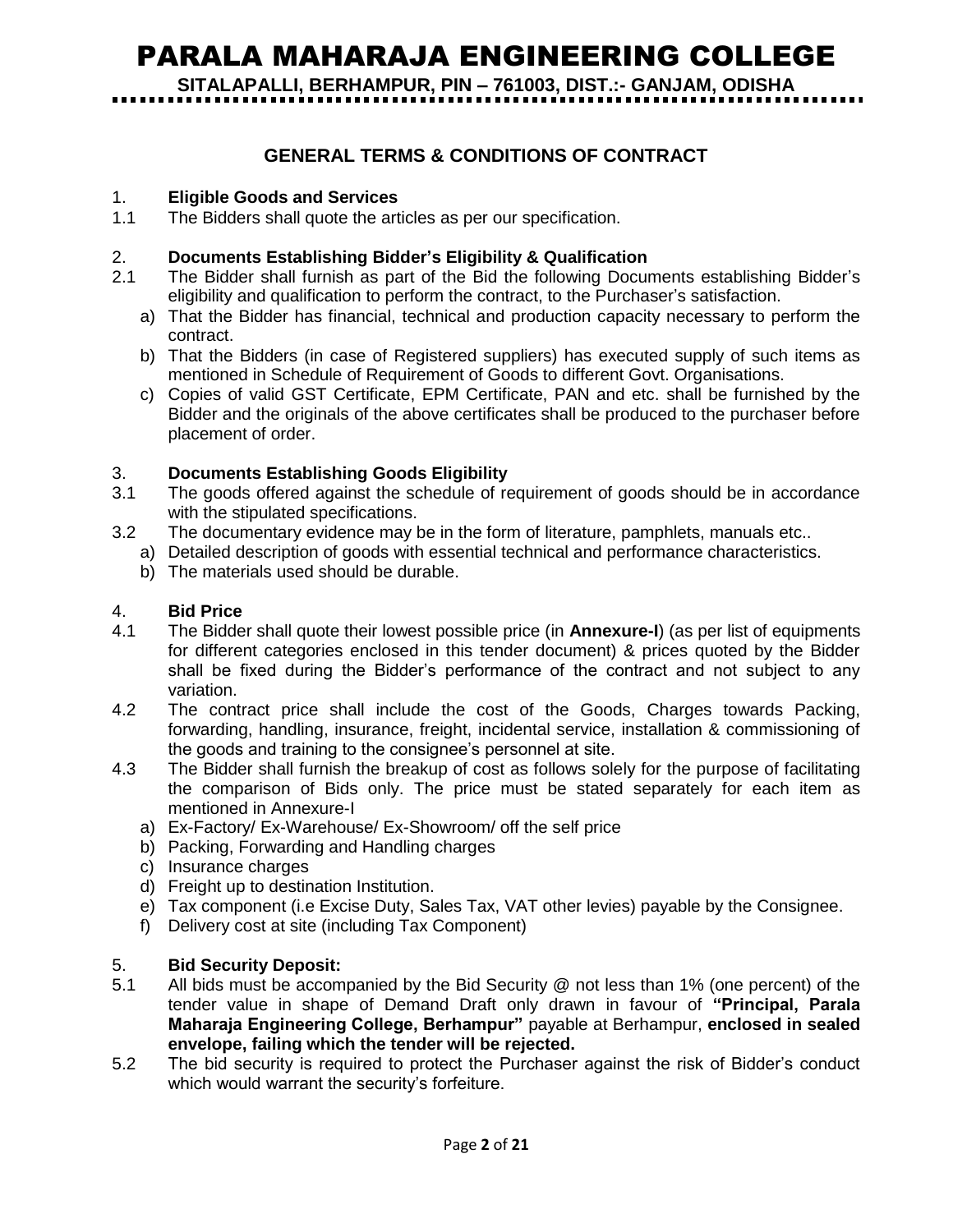# PARALA MAHARAJA ENGINEERING COLLEGE

**SITALAPALLI, BERHAMPUR, PIN – 761003, DIST.:- GANJAM, ODISHA**

## GENERAL TERMS & CONDITIONS OF CONTRACT

### 1. Eligible Goods and Services

1.1 The Bidders shall quote the articles as per our specification.

### 2. Documents Establishing Bidder's Eligibility & Qualification

2.1 The Bidder shall furnish as part of the Bid the following Documents establishing Bidder's eligibility and qualification to perform the contract, to the Purchaser's satisfaction.

a) That the Bidder has financial, technical and production capacity necessary to perform the contract.

b) That the Bidders (in case of Registered suppliers) has executed supply of such items as mentioned in Schedule of Requirement of Goods to different Govt. Organisations.

c) Copies of valid GST Certificate, EPM Certificate, PAN and etc. shall be furnished by the Bidder and the originals of the above certificates shall be produced to the purchaser before placement of order.

### 3. Documents Establishing Goods Eligibility

3.1 The goods offered against the schedule of requirement of goods should be in accordance with the stipulated specifications.

3.2 The documentary evidence may be in the form of literature, pamphlets, manuals etc..

a) Detailed description of goods with essential technical and performance characteristics.

b) The materials used should be durable.

### 4. Bid Price

4.1 The Bidder shall quote their lowest possible price (in **Annexure-I**) (as per list of equipments for different categories enclosed in this tender document) & prices quoted by the Bidder shall be fixed during the Bidder's performance of the contract and not subject to any variation.

4.2 The contract price shall include the cost of the Goods, Charges towards Packing, forwarding, handling, insurance, freight, incidental service, installation & commissioning of the goods and training to the consignee's personnel at site.

4.3 The Bidder shall furnish the breakup of cost as follows solely for the purpose of facilitating the comparison of Bids only. The price must be stated separately for each item as mentioned in Annexure-I

a) Ex-Factory/ Ex-Warehouse/ Ex-Showroom/ off the self price

b) Packing, Forwarding and Handling charges

c) Insurance charges

d) Freight up to destination Institution.

e) Tax component (i.e Excise Duty, Sales Tax, VAT other levies) payable by the Consignee.

f) Delivery cost at site (including Tax Component)

### 5. Bid Security Deposit:

5.1 All bids must be accompanied by the Bid Security @ not less than 1% (one percent) of the tender value in shape of Demand Draft only drawn in favour of **"Principal, Parala Maharaja Engineering College, Berhampur"** payable at Berhampur, **enclosed in sealed envelope, failing which the tender will be rejected.**

5.2 The bid security is required to protect the Purchaser against the risk of Bidder's conduct which would warrant the security's forfeiture.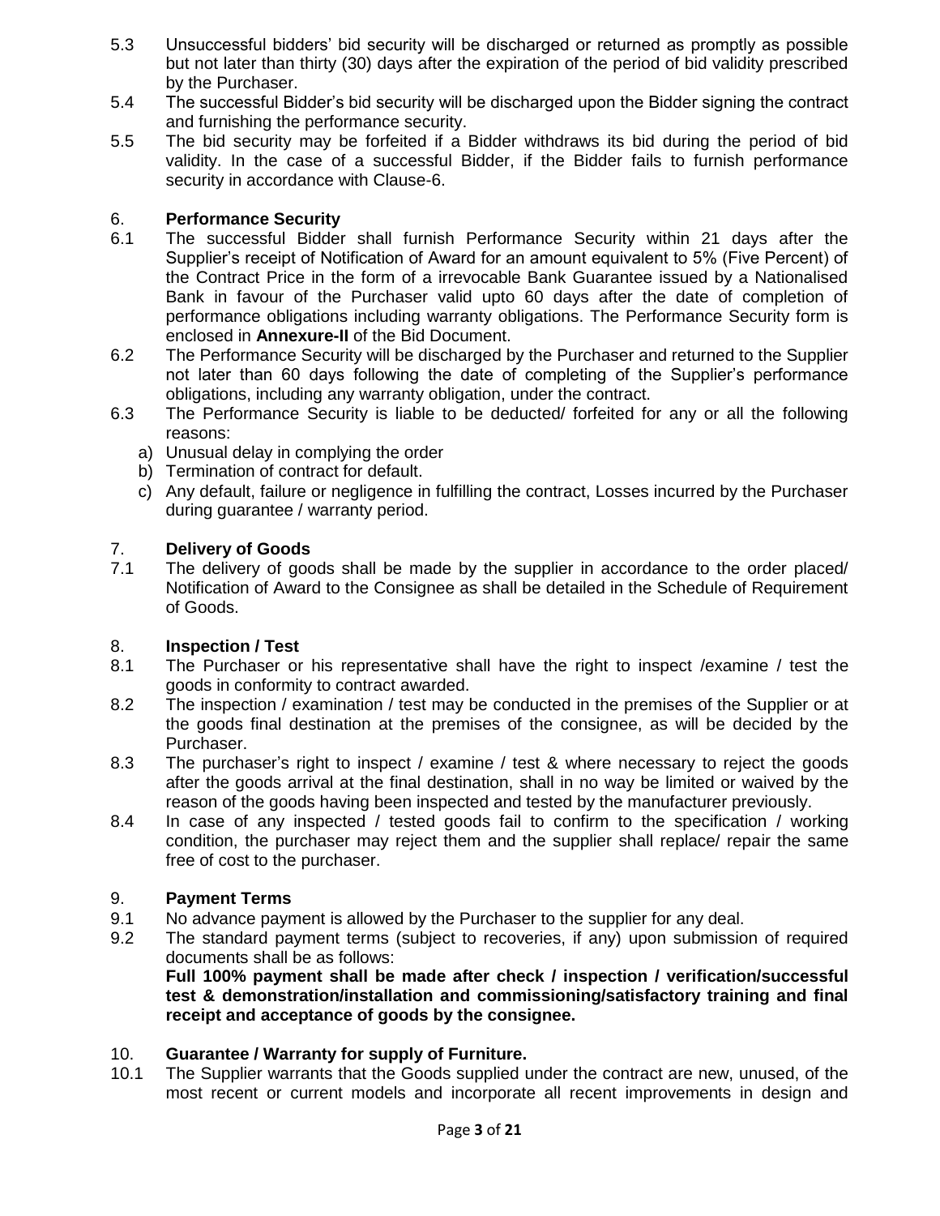5.3 Unsuccessful bidders' bid security will be discharged or returned as promptly as possible but not later than thirty (30) days after the expiration of the period of bid validity prescribed by the Purchaser.

5.4 The successful Bidder's bid security will be discharged upon the Bidder signing the contract and furnishing the performance security.

5.5 The bid security may be forfeited if a Bidder withdraws its bid during the period of bid validity. In the case of a successful Bidder, if the Bidder fails to furnish performance security in accordance with Clause-6.

## 6. **Performance Security**

6.1 The successful Bidder shall furnish Performance Security within 21 days after the Supplier's receipt of Notification of Award for an amount equivalent to 5% (Five Percent) of the Contract Price in the form of a irrevocable Bank Guarantee issued by a Nationalised Bank in favour of the Purchaser valid upto 60 days after the date of completion of performance obligations including warranty obligations. The Performance Security form is enclosed in **Annexure-II** of the Bid Document.

6.2 The Performance Security will be discharged by the Purchaser and returned to the Supplier not later than 60 days following the date of completing of the Supplier's performance obligations, including any warranty obligation, under the contract.

6.3 The Performance Security is liable to be deducted/ forfeited for any or all the following reasons:

a) Unusual delay in complying the order
b) Termination of contract for default.
c) Any default, failure or negligence in fulfilling the contract, Losses incurred by the Purchaser during guarantee / warranty period.

## 7. **Delivery of Goods**

7.1 The delivery of goods shall be made by the supplier in accordance to the order placed/ Notification of Award to the Consignee as shall be detailed in the Schedule of Requirement of Goods.

## 8. **Inspection / Test**

8.1 The Purchaser or his representative shall have the right to inspect /examine / test the goods in conformity to contract awarded.

8.2 The inspection / examination / test may be conducted in the premises of the Supplier or at the goods final destination at the premises of the consignee, as will be decided by the Purchaser.

8.3 The purchaser's right to inspect / examine / test & where necessary to reject the goods after the goods arrival at the final destination, shall in no way be limited or waived by the reason of the goods having been inspected and tested by the manufacturer previously.

8.4 In case of any inspected / tested goods fail to confirm to the specification / working condition, the purchaser may reject them and the supplier shall replace/ repair the same free of cost to the purchaser.

## 9. **Payment Terms**

9.1 No advance payment is allowed by the Purchaser to the supplier for any deal.

9.2 The standard payment terms (subject to recoveries, if any) upon submission of required documents shall be as follows:
**Full 100% payment shall be made after check / inspection / verification/successful test & demonstration/installation and commissioning/satisfactory training and final receipt and acceptance of goods by the consignee.**

## 10. **Guarantee / Warranty for supply of Furniture.**

10.1 The Supplier warrants that the Goods supplied under the contract are new, unused, of the most recent or current models and incorporate all recent improvements in design and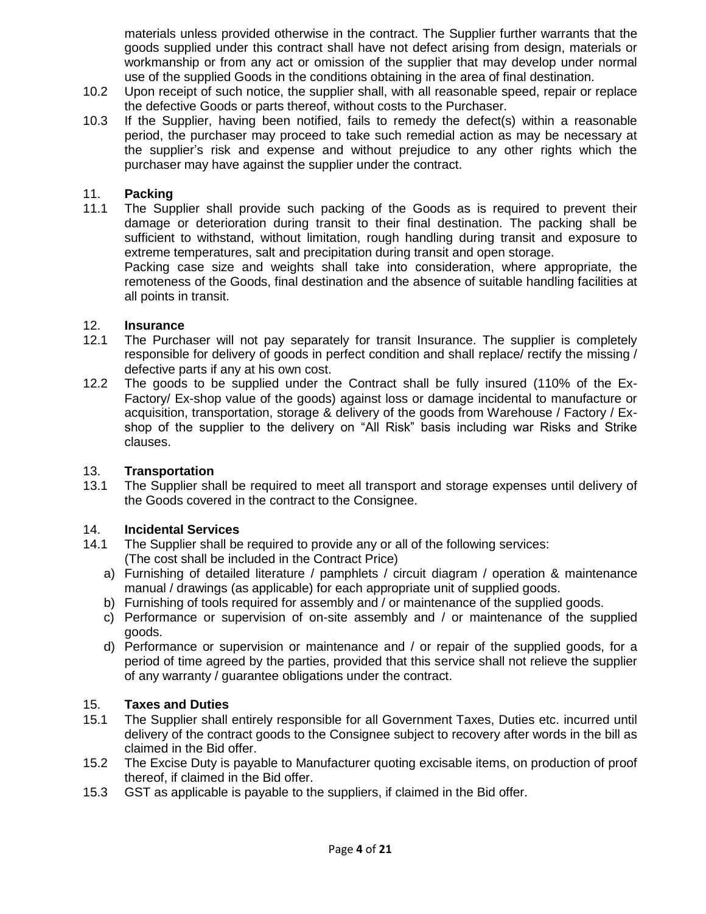materials unless provided otherwise in the contract. The Supplier further warrants that the goods supplied under this contract shall have not defect arising from design, materials or workmanship or from any act or omission of the supplier that may develop under normal use of the supplied Goods in the conditions obtaining in the area of final destination.

10.2 Upon receipt of such notice, the supplier shall, with all reasonable speed, repair or replace the defective Goods or parts thereof, without costs to the Purchaser.

10.3 If the Supplier, having been notified, fails to remedy the defect(s) within a reasonable period, the purchaser may proceed to take such remedial action as may be necessary at the supplier's risk and expense and without prejudice to any other rights which the purchaser may have against the supplier under the contract.

11. **Packing**

11.1 The Supplier shall provide such packing of the Goods as is required to prevent their damage or deterioration during transit to their final destination. The packing shall be sufficient to withstand, without limitation, rough handling during transit and exposure to extreme temperatures, salt and precipitation during transit and open storage.

Packing case size and weights shall take into consideration, where appropriate, the remoteness of the Goods, final destination and the absence of suitable handling facilities at all points in transit.

12. **Insurance**

12.1 The Purchaser will not pay separately for transit Insurance. The supplier is completely responsible for delivery of goods in perfect condition and shall replace/ rectify the missing / defective parts if any at his own cost.

12.2 The goods to be supplied under the Contract shall be fully insured (110% of the Ex-Factory/ Ex-shop value of the goods) against loss or damage incidental to manufacture or acquisition, transportation, storage & delivery of the goods from Warehouse / Factory / Ex-shop of the supplier to the delivery on "All Risk" basis including war Risks and Strike clauses.

13. **Transportation**

13.1 The Supplier shall be required to meet all transport and storage expenses until delivery of the Goods covered in the contract to the Consignee.

14. **Incidental Services**

14.1 The Supplier shall be required to provide any or all of the following services: (The cost shall be included in the Contract Price)

a) Furnishing of detailed literature / pamphlets / circuit diagram / operation & maintenance manual / drawings (as applicable) for each appropriate unit of supplied goods.
b) Furnishing of tools required for assembly and / or maintenance of the supplied goods.
c) Performance or supervision of on-site assembly and / or maintenance of the supplied goods.
d) Performance or supervision or maintenance and / or repair of the supplied goods, for a period of time agreed by the parties, provided that this service shall not relieve the supplier of any warranty / guarantee obligations under the contract.

15. **Taxes and Duties**

15.1 The Supplier shall entirely responsible for all Government Taxes, Duties etc. incurred until delivery of the contract goods to the Consignee subject to recovery after words in the bill as claimed in the Bid offer.

15.2 The Excise Duty is payable to Manufacturer quoting excisable items, on production of proof thereof, if claimed in the Bid offer.

15.3 GST as applicable is payable to the suppliers, if claimed in the Bid offer.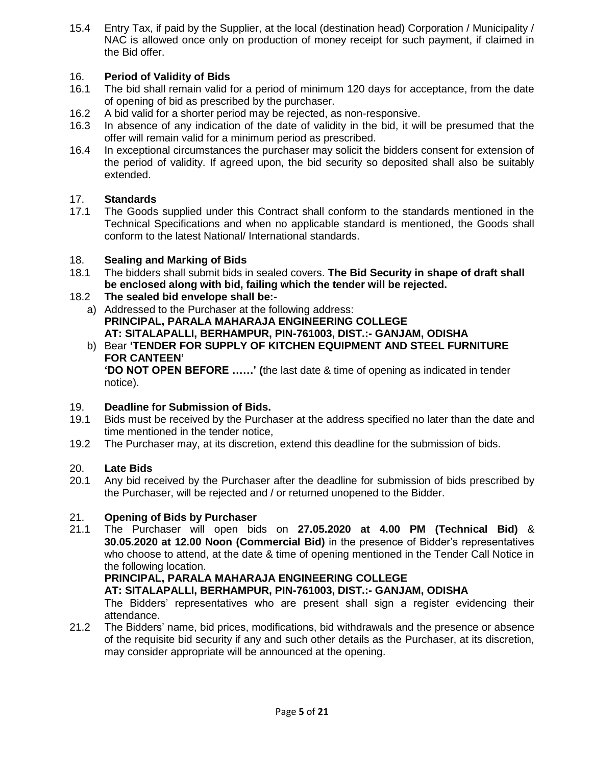15.4 Entry Tax, if paid by the Supplier, at the local (destination head) Corporation / Municipality / NAC is allowed once only on production of money receipt for such payment, if claimed in the Bid offer.

### 16. Period of Validity of Bids

16.1 The bid shall remain valid for a period of minimum 120 days for acceptance, from the date of opening of bid as prescribed by the purchaser.

16.2 A bid valid for a shorter period may be rejected, as non-responsive.

16.3 In absence of any indication of the date of validity in the bid, it will be presumed that the offer will remain valid for a minimum period as prescribed.

16.4 In exceptional circumstances the purchaser may solicit the bidders consent for extension of the period of validity. If agreed upon, the bid security so deposited shall also be suitably extended.

### 17. Standards

17.1 The Goods supplied under this Contract shall conform to the standards mentioned in the Technical Specifications and when no applicable standard is mentioned, the Goods shall conform to the latest National/ International standards.

### 18. Sealing and Marking of Bids

18.1 The bidders shall submit bids in sealed covers. **The Bid Security in shape of draft shall be enclosed along with bid, failing which the tender will be rejected.**

18.2 **The sealed bid envelope shall be:-**

a) Addressed to the Purchaser at the following address:
**PRINCIPAL, PARALA MAHARAJA ENGINEERING COLLEGE**
**AT: SITALAPALLI, BERHAMPUR, PIN-761003, DIST.:- GANJAM, ODISHA**

b) Bear **'TENDER FOR SUPPLY OF KITCHEN EQUIPMENT AND STEEL FURNITURE FOR CANTEEN'**
**'DO NOT OPEN BEFORE ……' (**the last date & time of opening as indicated in tender notice).

### 19. Deadline for Submission of Bids.

19.1 Bids must be received by the Purchaser at the address specified no later than the date and time mentioned in the tender notice,

19.2 The Purchaser may, at its discretion, extend this deadline for the submission of bids.

### 20. Late Bids

20.1 Any bid received by the Purchaser after the deadline for submission of bids prescribed by the Purchaser, will be rejected and / or returned unopened to the Bidder.

### 21. Opening of Bids by Purchaser

21.1 The Purchaser will open bids on **27.05.2020 at 4.00 PM (Technical Bid)** & **30.05.2020 at 12.00 Noon (Commercial Bid)** in the presence of Bidder's representatives who choose to attend, at the date & time of opening mentioned in the Tender Call Notice in the following location.
**PRINCIPAL, PARALA MAHARAJA ENGINEERING COLLEGE**
**AT: SITALAPALLI, BERHAMPUR, PIN-761003, DIST.:- GANJAM, ODISHA**
The Bidders' representatives who are present shall sign a register evidencing their attendance.

21.2 The Bidders' name, bid prices, modifications, bid withdrawals and the presence or absence of the requisite bid security if any and such other details as the Purchaser, at its discretion, may consider appropriate will be announced at the opening.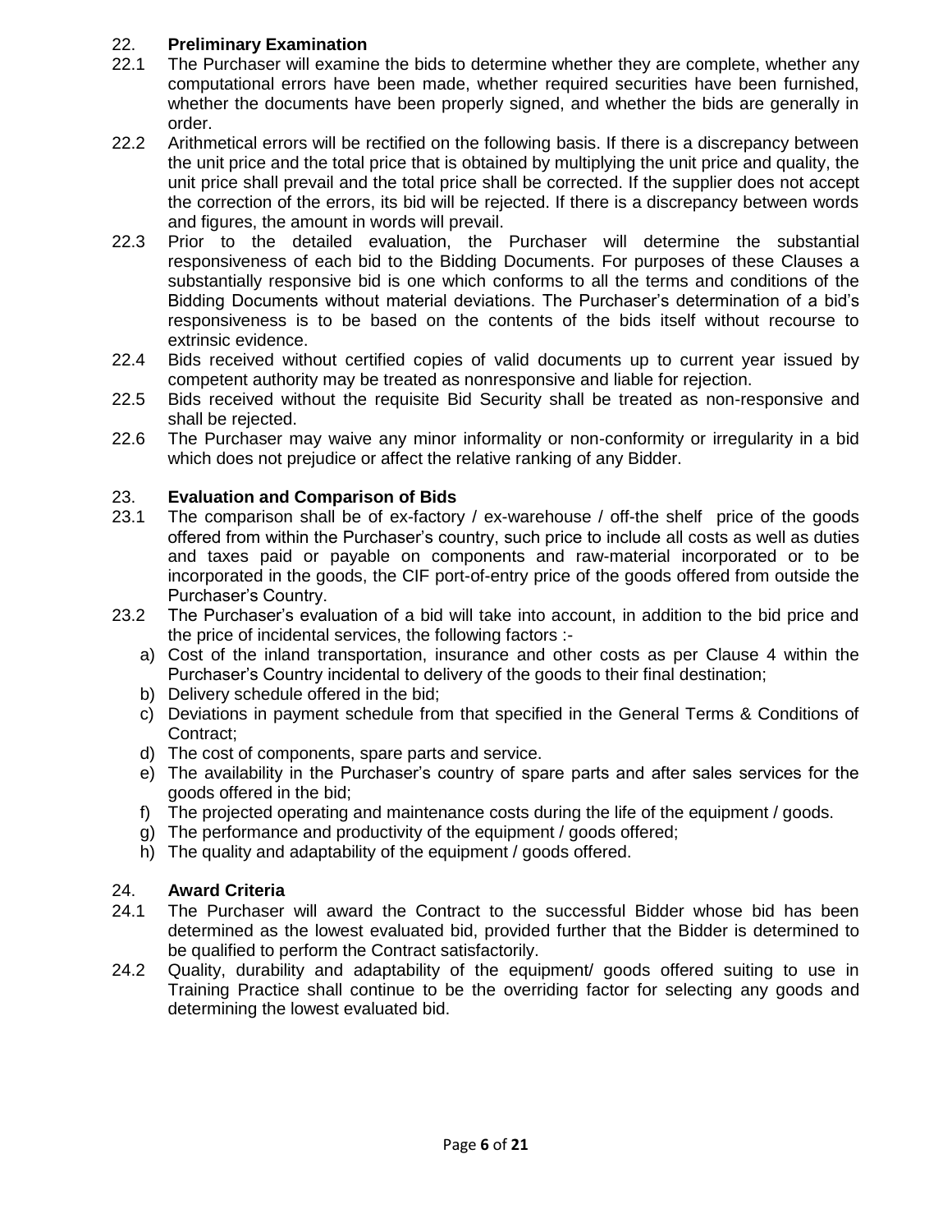## 22. Preliminary Examination

22.1 The Purchaser will examine the bids to determine whether they are complete, whether any computational errors have been made, whether required securities have been furnished, whether the documents have been properly signed, and whether the bids are generally in order.

22.2 Arithmetical errors will be rectified on the following basis. If there is a discrepancy between the unit price and the total price that is obtained by multiplying the unit price and quality, the unit price shall prevail and the total price shall be corrected. If the supplier does not accept the correction of the errors, its bid will be rejected. If there is a discrepancy between words and figures, the amount in words will prevail.

22.3 Prior to the detailed evaluation, the Purchaser will determine the substantial responsiveness of each bid to the Bidding Documents. For purposes of these Clauses a substantially responsive bid is one which conforms to all the terms and conditions of the Bidding Documents without material deviations. The Purchaser's determination of a bid's responsiveness is to be based on the contents of the bids itself without recourse to extrinsic evidence.

22.4 Bids received without certified copies of valid documents up to current year issued by competent authority may be treated as nonresponsive and liable for rejection.

22.5 Bids received without the requisite Bid Security shall be treated as non-responsive and shall be rejected.

22.6 The Purchaser may waive any minor informality or non-conformity or irregularity in a bid which does not prejudice or affect the relative ranking of any Bidder.

## 23. Evaluation and Comparison of Bids

23.1 The comparison shall be of ex-factory / ex-warehouse / off-the shelf price of the goods offered from within the Purchaser's country, such price to include all costs as well as duties and taxes paid or payable on components and raw-material incorporated or to be incorporated in the goods, the CIF port-of-entry price of the goods offered from outside the Purchaser's Country.

23.2 The Purchaser's evaluation of a bid will take into account, in addition to the bid price and the price of incidental services, the following factors :-

a) Cost of the inland transportation, insurance and other costs as per Clause 4 within the Purchaser's Country incidental to delivery of the goods to their final destination;
b) Delivery schedule offered in the bid;
c) Deviations in payment schedule from that specified in the General Terms & Conditions of Contract;
d) The cost of components, spare parts and service.
e) The availability in the Purchaser's country of spare parts and after sales services for the goods offered in the bid;
f) The projected operating and maintenance costs during the life of the equipment / goods.
g) The performance and productivity of the equipment / goods offered;
h) The quality and adaptability of the equipment / goods offered.

## 24. Award Criteria

24.1 The Purchaser will award the Contract to the successful Bidder whose bid has been determined as the lowest evaluated bid, provided further that the Bidder is determined to be qualified to perform the Contract satisfactorily.

24.2 Quality, durability and adaptability of the equipment/ goods offered suiting to use in Training Practice shall continue to be the overriding factor for selecting any goods and determining the lowest evaluated bid.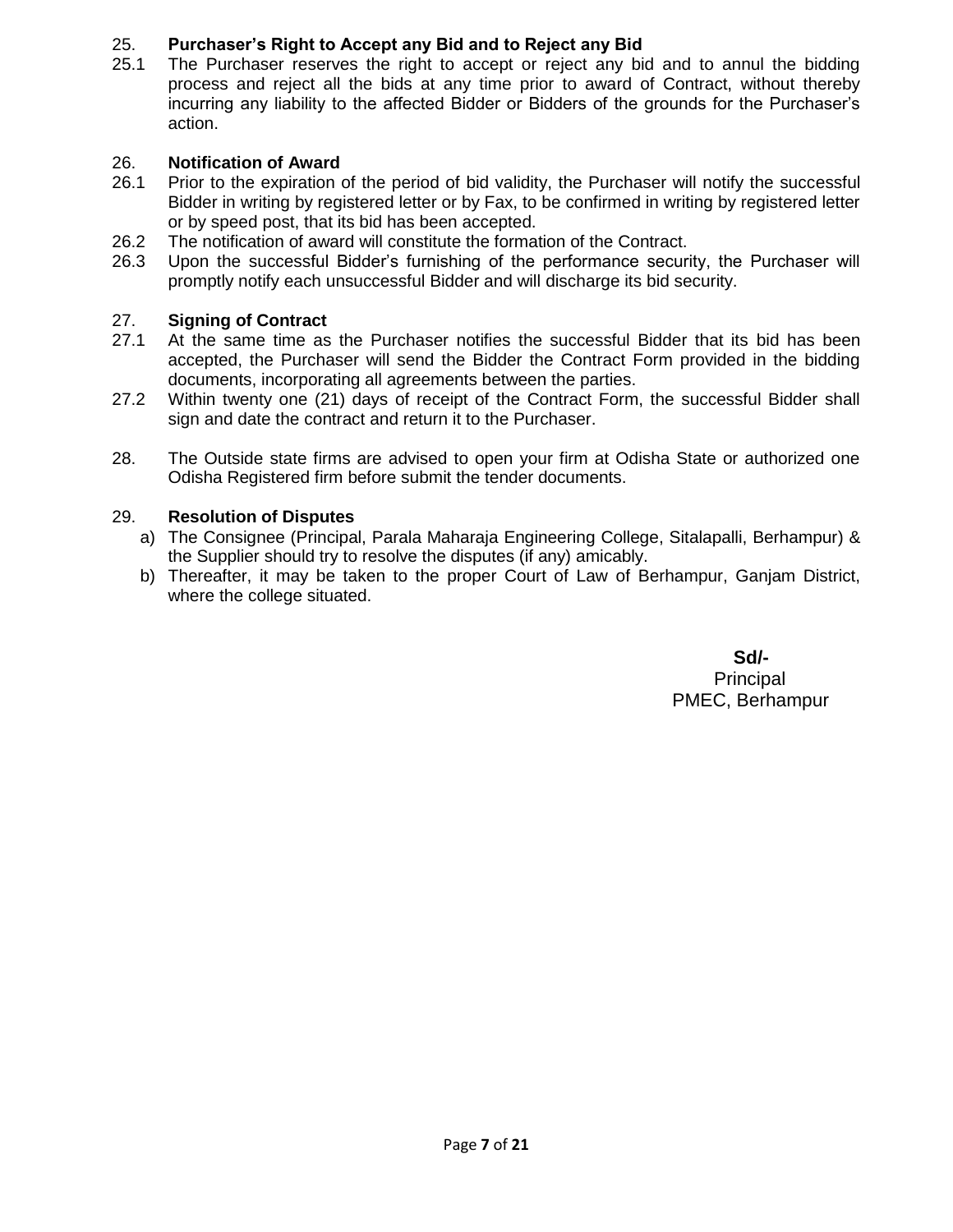25. **Purchaser's Right to Accept any Bid and to Reject any Bid**

25.1 The Purchaser reserves the right to accept or reject any bid and to annul the bidding process and reject all the bids at any time prior to award of Contract, without thereby incurring any liability to the affected Bidder or Bidders of the grounds for the Purchaser's action.

26. **Notification of Award**

26.1 Prior to the expiration of the period of bid validity, the Purchaser will notify the successful Bidder in writing by registered letter or by Fax, to be confirmed in writing by registered letter or by speed post, that its bid has been accepted.

26.2 The notification of award will constitute the formation of the Contract.

26.3 Upon the successful Bidder's furnishing of the performance security, the Purchaser will promptly notify each unsuccessful Bidder and will discharge its bid security.

27. **Signing of Contract**

27.1 At the same time as the Purchaser notifies the successful Bidder that its bid has been accepted, the Purchaser will send the Bidder the Contract Form provided in the bidding documents, incorporating all agreements between the parties.

27.2 Within twenty one (21) days of receipt of the Contract Form, the successful Bidder shall sign and date the contract and return it to the Purchaser.

28. The Outside state firms are advised to open your firm at Odisha State or authorized one Odisha Registered firm before submit the tender documents.

29. **Resolution of Disputes**

a) The Consignee (Principal, Parala Maharaja Engineering College, Sitalapalli, Berhampur) & the Supplier should try to resolve the disputes (if any) amicably.

b) Thereafter, it may be taken to the proper Court of Law of Berhampur, Ganjam District, where the college situated.

**Sd/-**
Principal
PMEC, Berhampur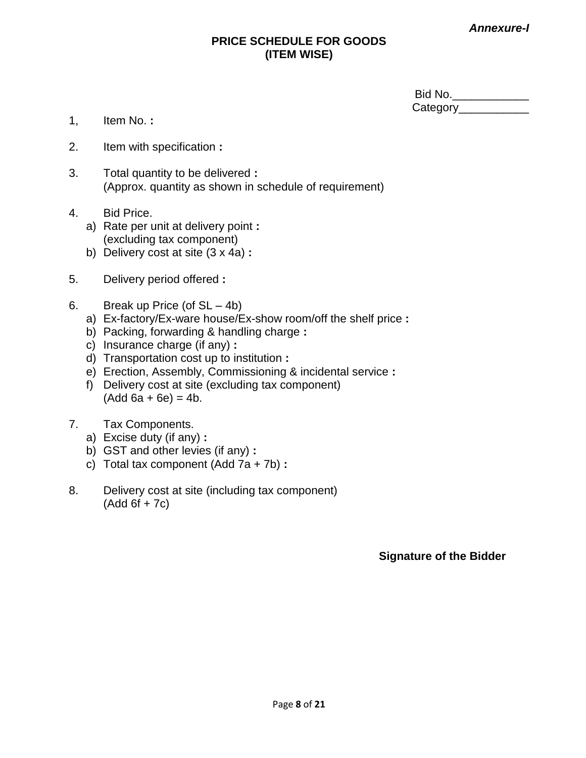*Annexure-I*

**PRICE SCHEDULE FOR GOODS**
**(ITEM WISE)**

Bid No.____________
Category___________

1, Item No. **:**

2. Item with specification **:**

3. Total quantity to be delivered **:**
   (Approx. quantity as shown in schedule of requirement)

4. Bid Price.
   a) Rate per unit at delivery point **:**
      (excluding tax component)
   b) Delivery cost at site (3 x 4a) **:**

5. Delivery period offered **:**

6. Break up Price (of SL – 4b)
   a) Ex-factory/Ex-ware house/Ex-show room/off the shelf price **:**
   b) Packing, forwarding & handling charge **:**
   c) Insurance charge (if any) **:**
   d) Transportation cost up to institution **:**
   e) Erection, Assembly, Commissioning & incidental service **:**
   f) Delivery cost at site (excluding tax component)
      (Add 6a + 6e) = 4b.

7. Tax Components.
   a) Excise duty (if any) **:**
   b) GST and other levies (if any) **:**
   c) Total tax component (Add 7a + 7b) **:**

8. Delivery cost at site (including tax component)
   (Add 6f + 7c)

**Signature of the Bidder**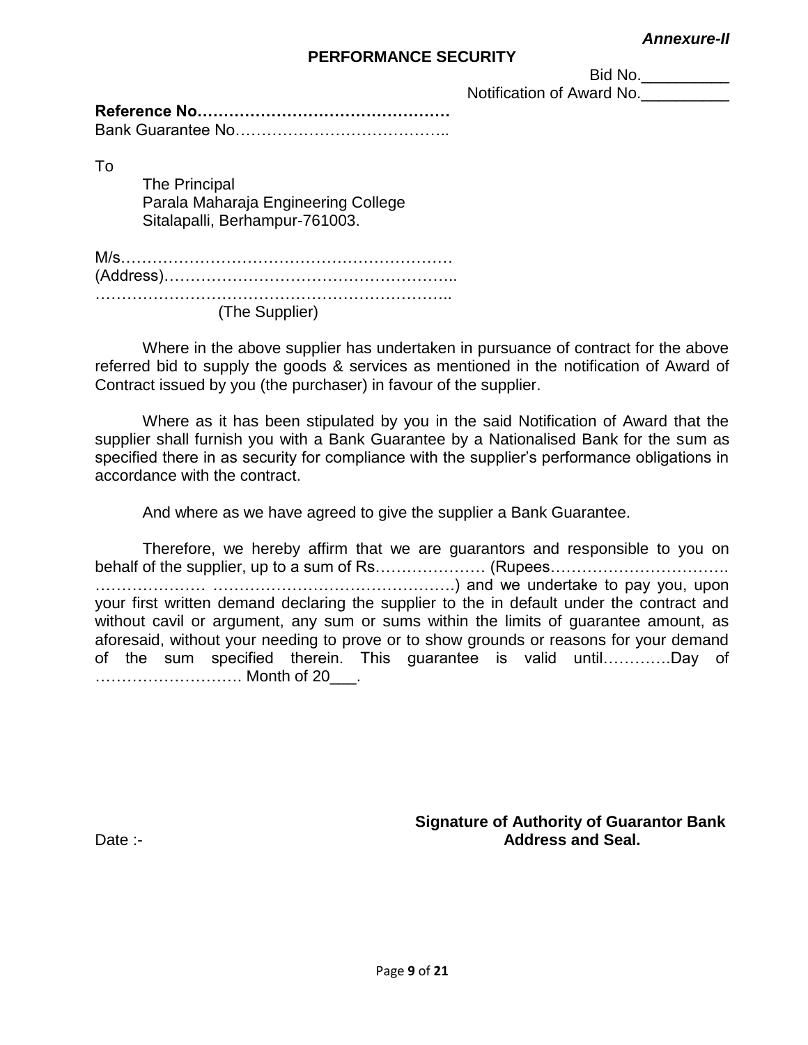*Annexure-II*

## PERFORMANCE SECURITY

Bid No.__________

Notification of Award No.__________

**Reference No…………………………………………**

Bank Guarantee No…………………………………..

To

The Principal
Parala Maharaja Engineering College
Sitalapalli, Berhampur-761003.

M/s…………………………………………………….
(Address)………………………………………………..
…………………………………………………………..
(The Supplier)

Where in the above supplier has undertaken in pursuance of contract for the above referred bid to supply the goods & services as mentioned in the notification of Award of Contract issued by you (the purchaser) in favour of the supplier.

Where as it has been stipulated by you in the said Notification of Award that the supplier shall furnish you with a Bank Guarantee by a Nationalised Bank for the sum as specified there in as security for compliance with the supplier's performance obligations in accordance with the contract.

And where as we have agreed to give the supplier a Bank Guarantee.

Therefore, we hereby affirm that we are guarantors and responsible to you on behalf of the supplier, up to a sum of Rs………………… (Rupees……………………………. ………………… ………………………………………) and we undertake to pay you, upon your first written demand declaring the supplier to the in default under the contract and without cavil or argument, any sum or sums within the limits of guarantee amount, as aforesaid, without your needing to prove or to show grounds or reasons for your demand of the sum specified therein. This guarantee is valid until………….Day of ………………………. Month of 20___.

Date :-

**Signature of Authority of Guarantor Bank**
**Address and Seal.**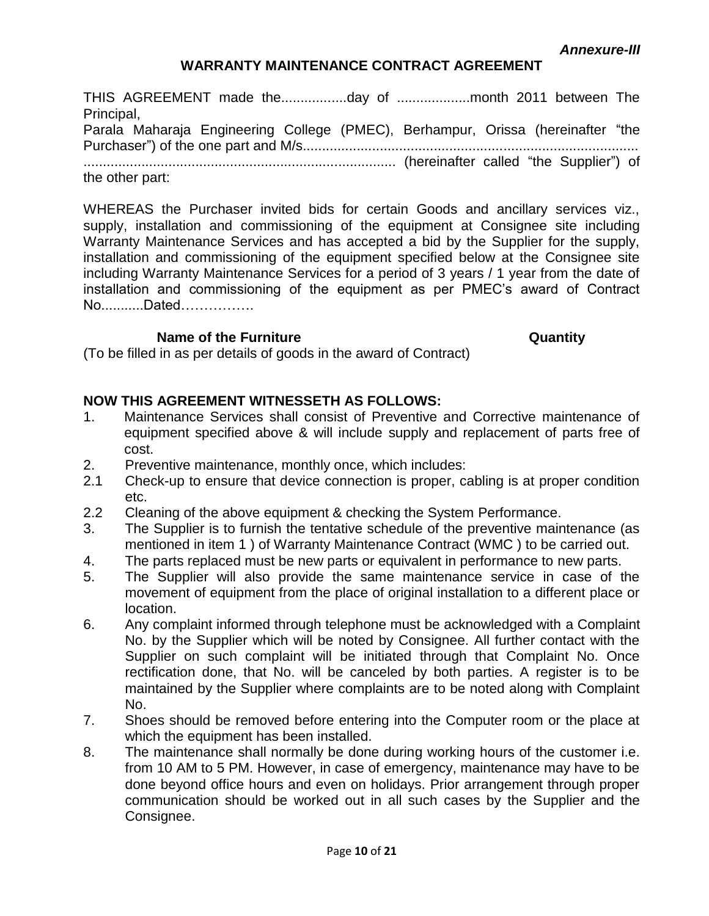*Annexure-III*

## WARRANTY MAINTENANCE CONTRACT AGREEMENT

THIS AGREEMENT made the.................day of ...................month 2011 between The Principal,
Parala Maharaja Engineering College (PMEC), Berhampur, Orissa (hereinafter "the Purchaser") of the one part and M/s......................................................................................
................................................................................ (hereinafter called "the Supplier") of the other part:

WHEREAS the Purchaser invited bids for certain Goods and ancillary services viz., supply, installation and commissioning of the equipment at Consignee site including Warranty Maintenance Services and has accepted a bid by the Supplier for the supply, installation and commissioning of the equipment specified below at the Consignee site including Warranty Maintenance Services for a period of 3 years / 1 year from the date of installation and commissioning of the equipment as per PMEC's award of Contract No...........Dated…………….

| **Name of the Furniture** | **Quantity** |
|---|---|

(To be filled in as per details of goods in the award of Contract)

**NOW THIS AGREEMENT WITNESSETH AS FOLLOWS:**

1. Maintenance Services shall consist of Preventive and Corrective maintenance of equipment specified above & will include supply and replacement of parts free of cost.
2. Preventive maintenance, monthly once, which includes:
2.1 Check-up to ensure that device connection is proper, cabling is at proper condition etc.
2.2 Cleaning of the above equipment & checking the System Performance.
3. The Supplier is to furnish the tentative schedule of the preventive maintenance (as mentioned in item 1 ) of Warranty Maintenance Contract (WMC ) to be carried out.
4. The parts replaced must be new parts or equivalent in performance to new parts.
5. The Supplier will also provide the same maintenance service in case of the movement of equipment from the place of original installation to a different place or location.
6. Any complaint informed through telephone must be acknowledged with a Complaint No. by the Supplier which will be noted by Consignee. All further contact with the Supplier on such complaint will be initiated through that Complaint No. Once rectification done, that No. will be canceled by both parties. A register is to be maintained by the Supplier where complaints are to be noted along with Complaint No.
7. Shoes should be removed before entering into the Computer room or the place at which the equipment has been installed.
8. The maintenance shall normally be done during working hours of the customer i.e. from 10 AM to 5 PM. However, in case of emergency, maintenance may have to be done beyond office hours and even on holidays. Prior arrangement through proper communication should be worked out in all such cases by the Supplier and the Consignee.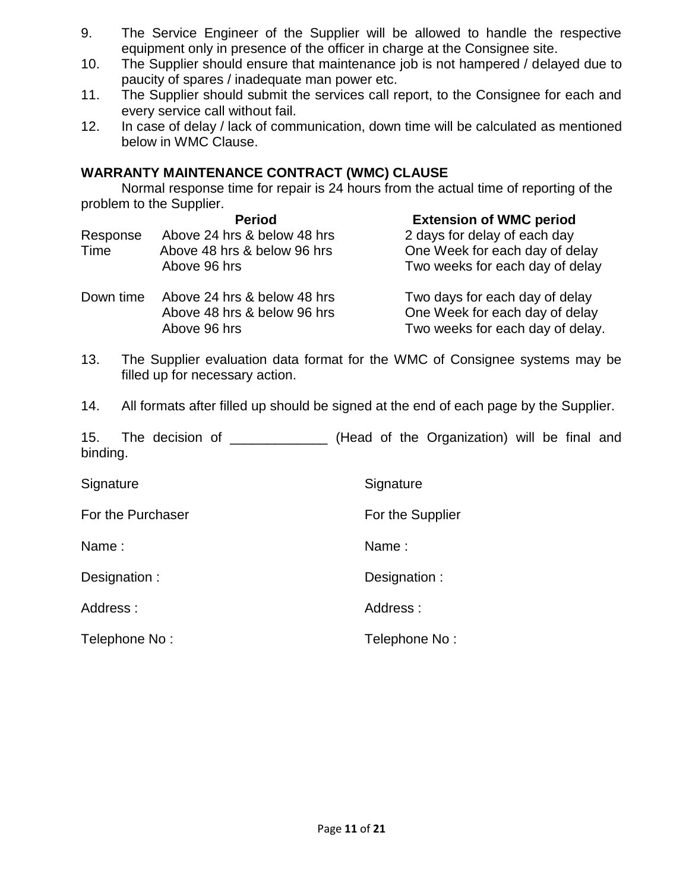9. The Service Engineer of the Supplier will be allowed to handle the respective equipment only in presence of the officer in charge at the Consignee site.
10. The Supplier should ensure that maintenance job is not hampered / delayed due to paucity of spares / inadequate man power etc.
11. The Supplier should submit the services call report, to the Consignee for each and every service call without fail.
12. In case of delay / lack of communication, down time will be calculated as mentioned below in WMC Clause.

**WARRANTY MAINTENANCE CONTRACT (WMC) CLAUSE**

Normal response time for repair is 24 hours from the actual time of reporting of the problem to the Supplier.

| | **Period** | **Extension of WMC period** |
|---|---|---|
| Response Time | Above 24 hrs & below 48 hrs | 2 days for delay of each day |
| | Above 48 hrs & below 96 hrs | One Week for each day of delay |
| | Above 96 hrs | Two weeks for each day of delay |
| Down time | Above 24 hrs & below 48 hrs | Two days for each day of delay |
| | Above 48 hrs & below 96 hrs | One Week for each day of delay |
| | Above 96 hrs | Two weeks for each day of delay. |

13. The Supplier evaluation data format for the WMC of Consignee systems may be filled up for necessary action.

14. All formats after filled up should be signed at the end of each page by the Supplier.

15. The decision of _____________ (Head of the Organization) will be final and binding.

| | |
|---|---|
| Signature | Signature |
| For the Purchaser | For the Supplier |
| Name : | Name : |
| Designation : | Designation : |
| Address : | Address : |
| Telephone No : | Telephone No : |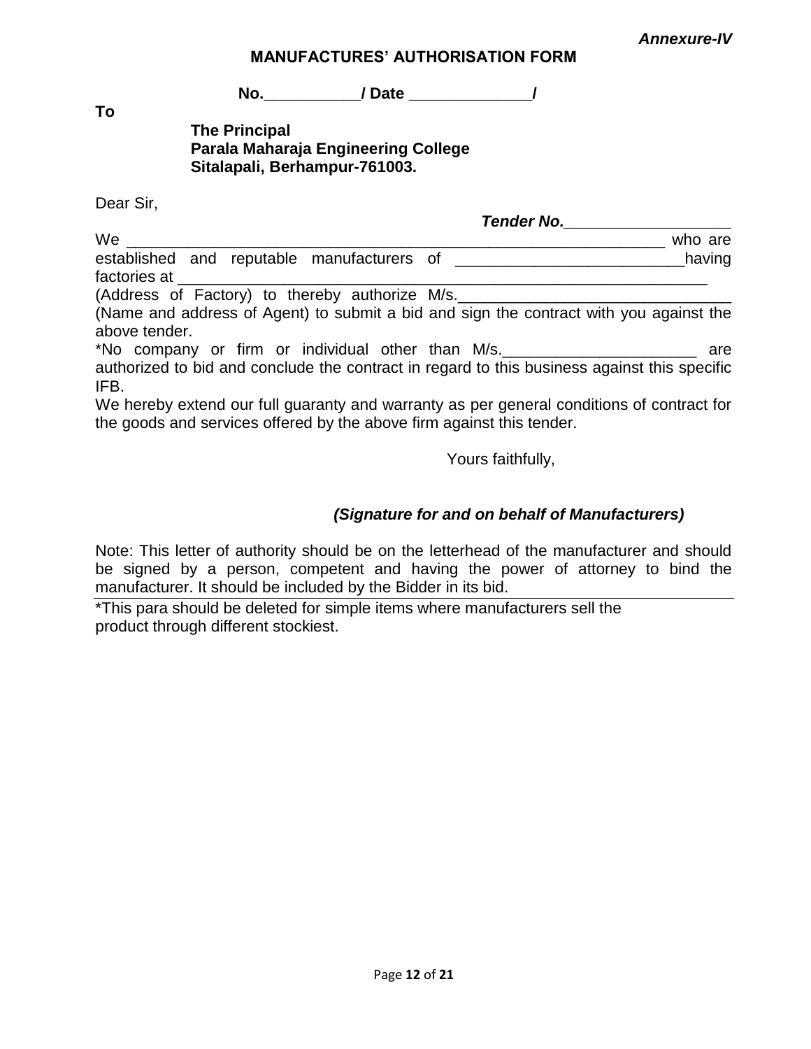*Annexure-IV*

**MANUFACTURES' AUTHORISATION FORM**

**No.___________/ Date _____________/**

**To**

**The Principal**
**Parala Maharaja Engineering College**
**Sitalapali, Berhampur-761003.**

Dear Sir,

***Tender No.___________________***

We ______________________________________________________________ who are established and reputable manufacturers of __________________________having factories at _____________________________________________________________ (Address of Factory) to thereby authorize M/s._______________________________ (Name and address of Agent) to submit a bid and sign the contract with you against the above tender.

*No company or firm or individual other than M/s.______________________ are authorized to bid and conclude the contract in regard to this business against this specific IFB.

We hereby extend our full guaranty and warranty as per general conditions of contract for the goods and services offered by the above firm against this tender.

Yours faithfully,

***(Signature for and on behalf of Manufacturers)***

Note: This letter of authority should be on the letterhead of the manufacturer and should be signed by a person, competent and having the power of attorney to bind the manufacturer. It should be included by the Bidder in its bid.

*This para should be deleted for simple items where manufacturers sell the product through different stockiest.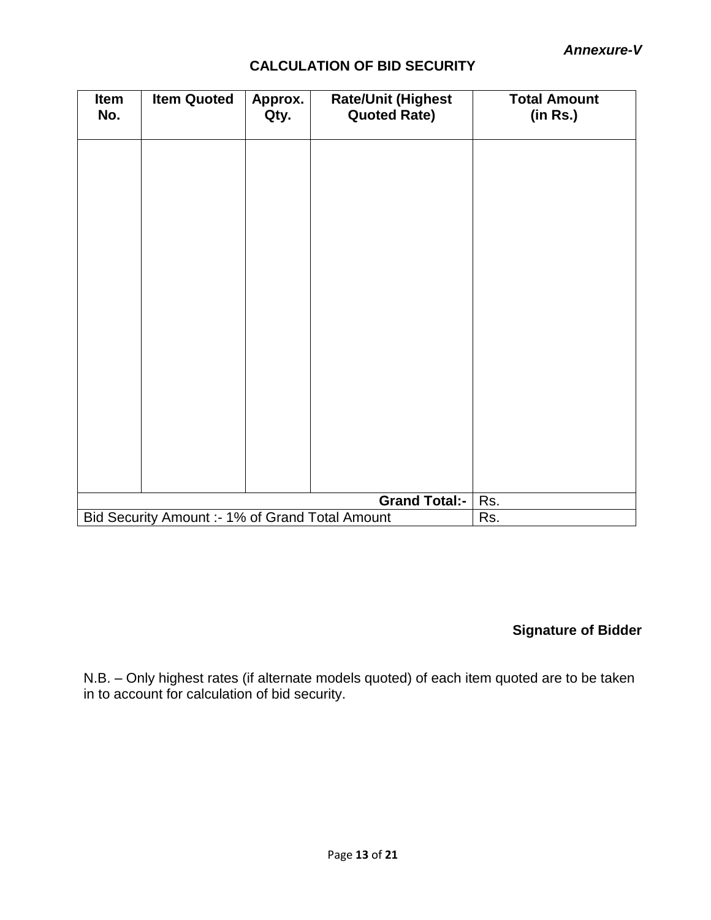*Annexure-V*

## CALCULATION OF BID SECURITY

| Item No. | Item Quoted | Approx. Qty. | Rate/Unit (Highest Quoted Rate) | Total Amount (in Rs.) |
|---|---|---|---|---|
| | | | | |
| | | | **Grand Total:-** | Rs. |
| Bid Security Amount :- 1% of Grand Total Amount | | | | Rs. |

**Signature of Bidder**

N.B. – Only highest rates (if alternate models quoted) of each item quoted are to be taken in to account for calculation of bid security.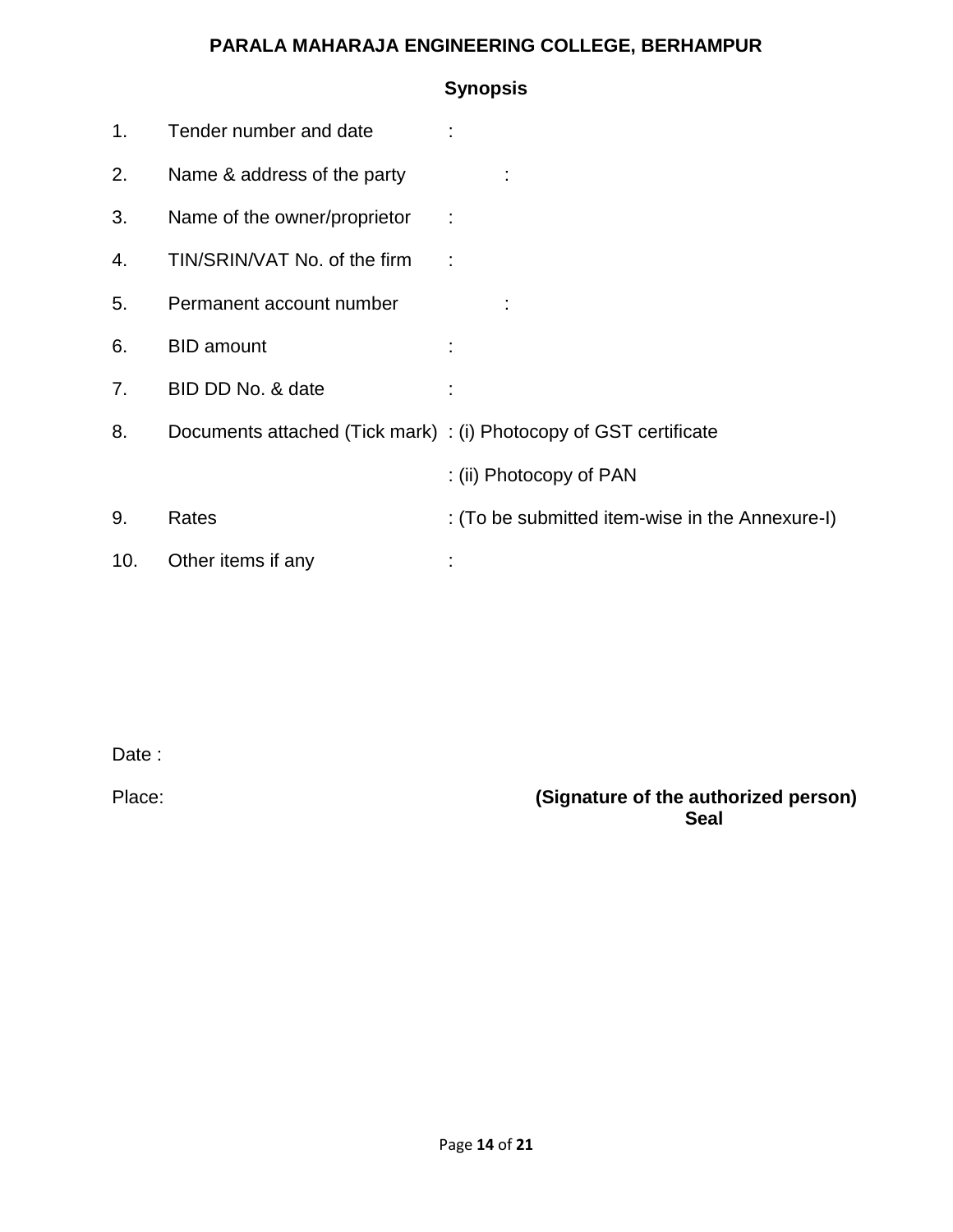**PARALA MAHARAJA ENGINEERING COLLEGE, BERHAMPUR**

**Synopsis**

| | | |
|---|---|---|
| 1. | Tender number and date | : |
| 2. | Name & address of the party | : |
| 3. | Name of the owner/proprietor | : |
| 4. | TIN/SRIN/VAT No. of the firm | : |
| 5. | Permanent account number | : |
| 6. | BID amount | : |
| 7. | BID DD No. & date | : |
| 8. | Documents attached (Tick mark) | : (i) Photocopy of GST certificate |
| | | : (ii) Photocopy of PAN |
| 9. | Rates | : (To be submitted item-wise in the Annexure-I) |
| 10. | Other items if any | : |

Date :

Place:

**(Signature of the authorized person)**
**Seal**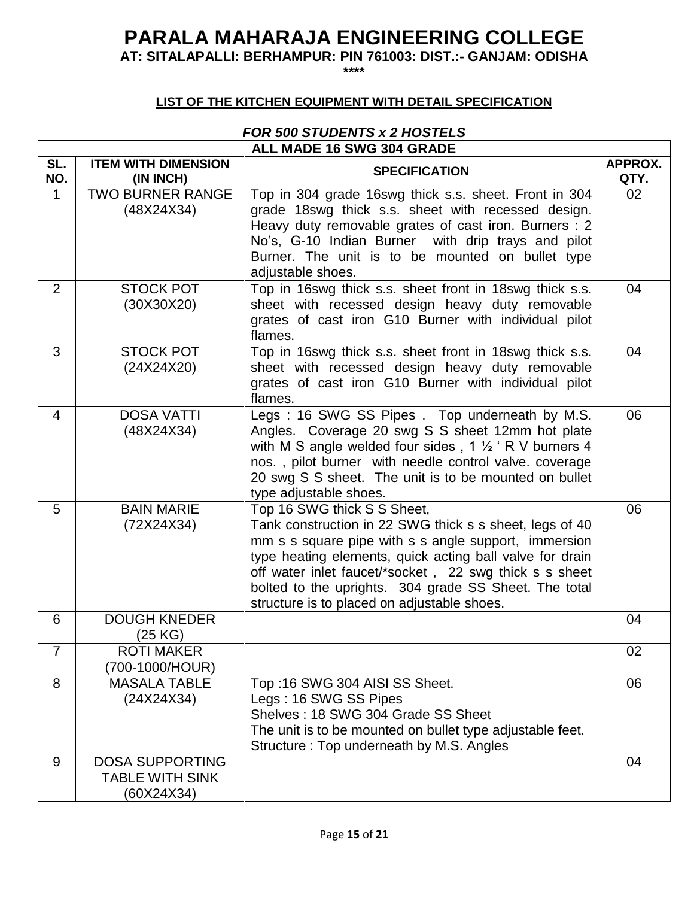# PARALA MAHARAJA ENGINEERING COLLEGE

**AT: SITALAPALLI: BERHAMPUR: PIN 761003: DIST.:- GANJAM: ODISHA**

**\*\*\*\***

**LIST OF THE KITCHEN EQUIPMENT WITH DETAIL SPECIFICATION**

***FOR 500 STUDENTS x 2 HOSTELS***

| ALL MADE 16 SWG 304 GRADE | | | |
|---|---|---|---|
| **SL. NO.** | **ITEM WITH DIMENSION (IN INCH)** | **SPECIFICATION** | **APPROX. QTY.** |
| 1 | TWO BURNER RANGE (48X24X34) | Top in 304 grade 16swg thick s.s. sheet. Front in 304 grade 18swg thick s.s. sheet with recessed design. Heavy duty removable grates of cast iron. Burners : 2 No's, G-10 Indian Burner with drip trays and pilot Burner. The unit is to be mounted on bullet type adjustable shoes. | 02 |
| 2 | STOCK POT (30X30X20) | Top in 16swg thick s.s. sheet front in 18swg thick s.s. sheet with recessed design heavy duty removable grates of cast iron G10 Burner with individual pilot flames. | 04 |
| 3 | STOCK POT (24X24X20) | Top in 16swg thick s.s. sheet front in 18swg thick s.s. sheet with recessed design heavy duty removable grates of cast iron G10 Burner with individual pilot flames. | 04 |
| 4 | DOSA VATTI (48X24X34) | Legs : 16 SWG SS Pipes . Top underneath by M.S. Angles. Coverage 20 swg S S sheet 12mm hot plate with M S angle welded four sides , 1 ½ ' R V burners 4 nos. , pilot burner with needle control valve. coverage 20 swg S S sheet. The unit is to be mounted on bullet type adjustable shoes. | 06 |
| 5 | BAIN MARIE (72X24X34) | Top 16 SWG thick S S Sheet,<br>Tank construction in 22 SWG thick s s sheet, legs of 40 mm s s square pipe with s s angle support, immersion type heating elements, quick acting ball valve for drain off water inlet faucet/*socket , 22 swg thick s s sheet bolted to the uprights. 304 grade SS Sheet. The total structure is to placed on adjustable shoes. | 06 |
| 6 | DOUGH KNEDER (25 KG) | | 04 |
| 7 | ROTI MAKER (700-1000/HOUR) | | 02 |
| 8 | MASALA TABLE (24X24X34) | Top :16 SWG 304 AISI SS Sheet.<br>Legs : 16 SWG SS Pipes<br>Shelves : 18 SWG 304 Grade SS Sheet<br>The unit is to be mounted on bullet type adjustable feet.<br>Structure : Top underneath by M.S. Angles | 06 |
| 9 | DOSA SUPPORTING TABLE WITH SINK (60X24X34) | | 04 |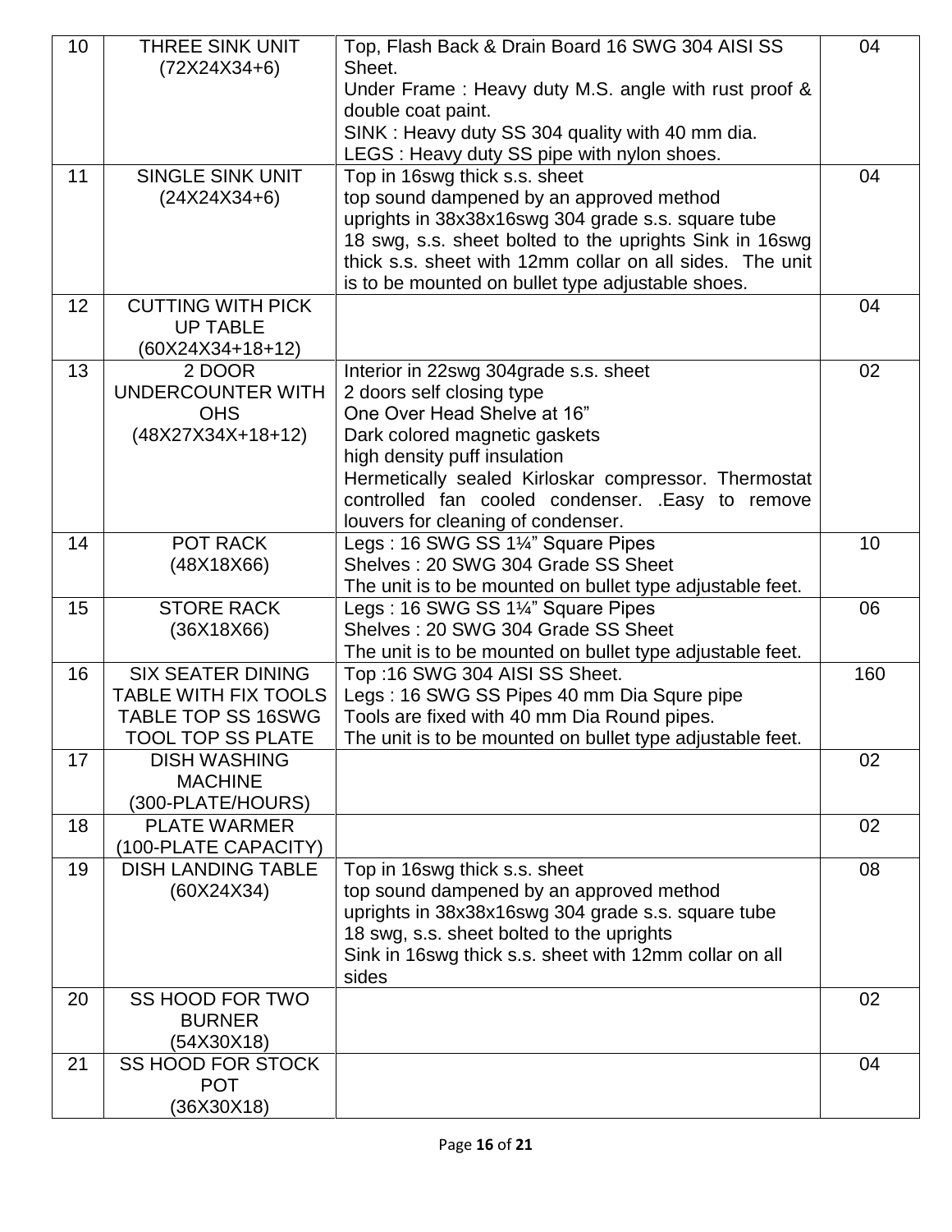| 10 | THREE SINK UNIT (72X24X34+6) | Top, Flash Back & Drain Board 16 SWG 304 AISI SS Sheet.<br>Under Frame : Heavy duty M.S. angle with rust proof & double coat paint.<br>SINK : Heavy duty SS 304 quality with 40 mm dia.<br>LEGS : Heavy duty SS pipe with nylon shoes. | 04 |
|---|---|---|---|
| 11 | SINGLE SINK UNIT (24X24X34+6) | Top in 16swg thick s.s. sheet<br>top sound dampened by an approved method<br>uprights in 38x38x16swg 304 grade s.s. square tube<br>18 swg, s.s. sheet bolted to the uprights Sink in 16swg thick s.s. sheet with 12mm collar on all sides. The unit is to be mounted on bullet type adjustable shoes. | 04 |
| 12 | CUTTING WITH PICK UP TABLE (60X24X34+18+12) | | 04 |
| 13 | 2 DOOR UNDERCOUNTER WITH OHS (48X27X34X+18+12) | Interior in 22swg 304grade s.s. sheet<br>2 doors self closing type<br>One Over Head Shelve at 16”<br>Dark colored magnetic gaskets<br>high density puff insulation<br>Hermetically sealed Kirloskar compressor. Thermostat controlled fan cooled condenser. .Easy to remove louvers for cleaning of condenser. | 02 |
| 14 | POT RACK (48X18X66) | Legs : 16 SWG SS 1¼” Square Pipes<br>Shelves : 20 SWG 304 Grade SS Sheet<br>The unit is to be mounted on bullet type adjustable feet. | 10 |
| 15 | STORE RACK (36X18X66) | Legs : 16 SWG SS 1¼” Square Pipes<br>Shelves : 20 SWG 304 Grade SS Sheet<br>The unit is to be mounted on bullet type adjustable feet. | 06 |
| 16 | SIX SEATER DINING TABLE WITH FIX TOOLS TABLE TOP SS 16SWG TOOL TOP SS PLATE | Top :16 SWG 304 AISI SS Sheet.<br>Legs : 16 SWG SS Pipes 40 mm Dia Squre pipe<br>Tools are fixed with 40 mm Dia Round pipes.<br>The unit is to be mounted on bullet type adjustable feet. | 160 |
| 17 | DISH WASHING MACHINE (300-PLATE/HOURS) | | 02 |
| 18 | PLATE WARMER (100-PLATE CAPACITY) | | 02 |
| 19 | DISH LANDING TABLE (60X24X34) | Top in 16swg thick s.s. sheet<br>top sound dampened by an approved method<br>uprights in 38x38x16swg 304 grade s.s. square tube<br>18 swg, s.s. sheet bolted to the uprights<br>Sink in 16swg thick s.s. sheet with 12mm collar on all sides | 08 |
| 20 | SS HOOD FOR TWO BURNER (54X30X18) | | 02 |
| 21 | SS HOOD FOR STOCK POT (36X30X18) | | 04 |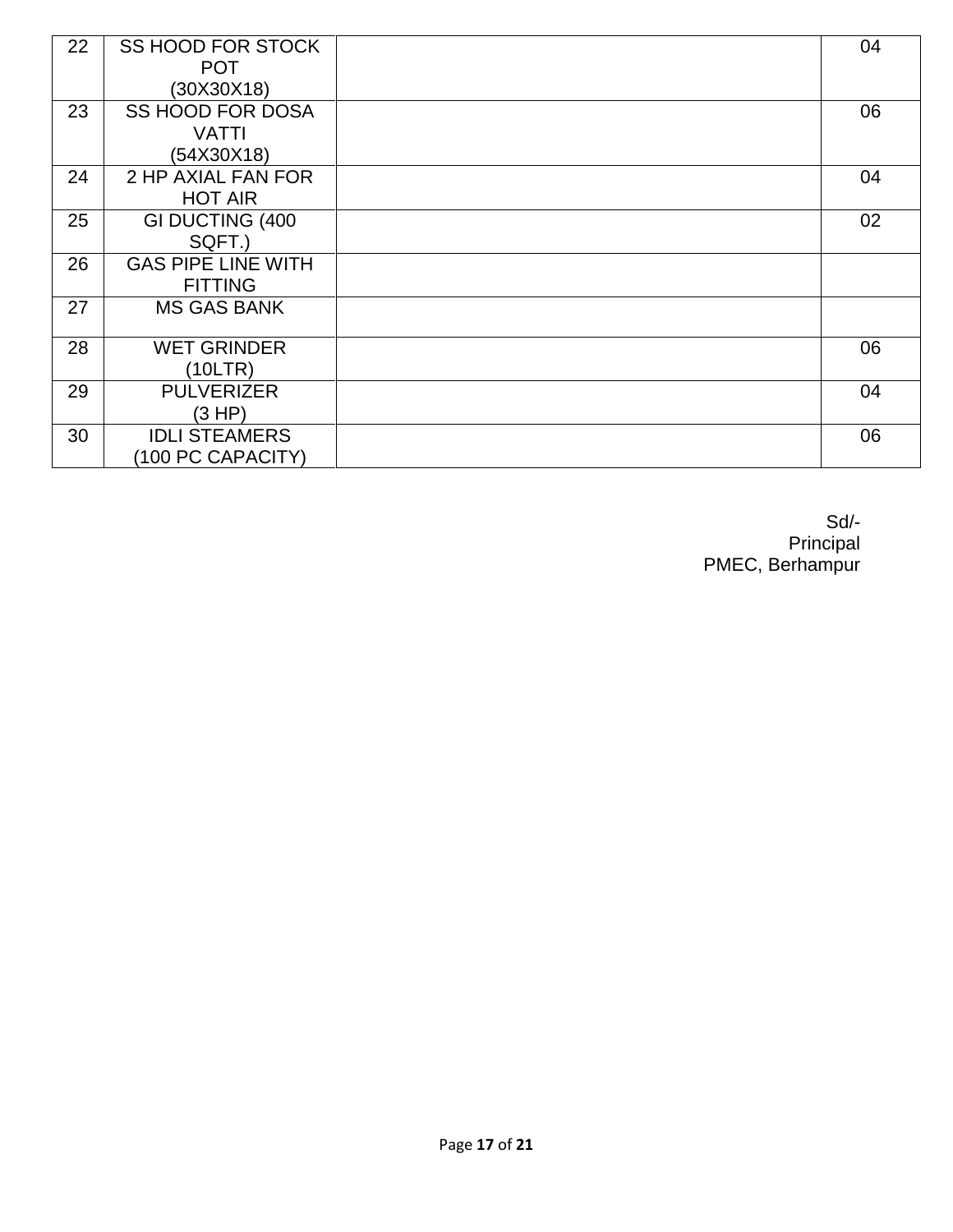| 22 | SS HOOD FOR STOCK POT (30X30X18) | | 04 |
|---|---|---|---|
| 23 | SS HOOD FOR DOSA VATTI (54X30X18) | | 06 |
| 24 | 2 HP AXIAL FAN FOR HOT AIR | | 04 |
| 25 | GI DUCTING (400 SQFT.) | | 02 |
| 26 | GAS PIPE LINE WITH FITTING | | |
| 27 | MS GAS BANK | | |
| 28 | WET GRINDER (10LTR) | | 06 |
| 29 | PULVERIZER (3 HP) | | 04 |
| 30 | IDLI STEAMERS (100 PC CAPACITY) | | 06 |

Sd/-
Principal
PMEC, Berhampur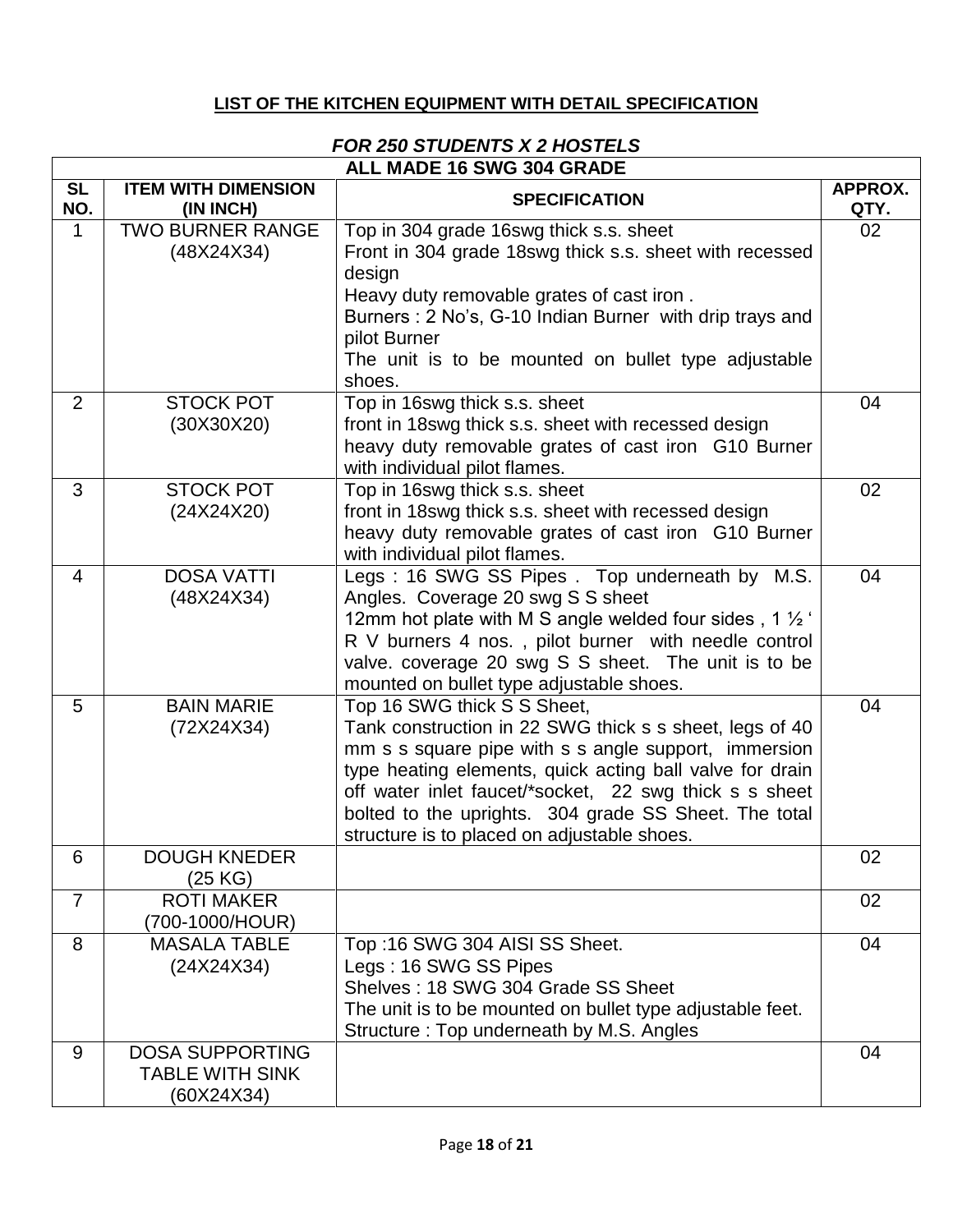**LIST OF THE KITCHEN EQUIPMENT WITH DETAIL SPECIFICATION**

***FOR 250 STUDENTS X 2 HOSTELS***

| ALL MADE 16 SWG 304 GRADE | | | |
|---|---|---|---|
| **SL NO.** | **ITEM WITH DIMENSION (IN INCH)** | **SPECIFICATION** | **APPROX. QTY.** |
| 1 | TWO BURNER RANGE (48X24X34) | Top in 304 grade 16swg thick s.s. sheet<br>Front in 304 grade 18swg thick s.s. sheet with recessed design<br>Heavy duty removable grates of cast iron .<br>Burners : 2 No's, G-10 Indian Burner with drip trays and pilot Burner<br>The unit is to be mounted on bullet type adjustable shoes. | 02 |
| 2 | STOCK POT (30X30X20) | Top in 16swg thick s.s. sheet<br>front in 18swg thick s.s. sheet with recessed design<br>heavy duty removable grates of cast iron G10 Burner with individual pilot flames. | 04 |
| 3 | STOCK POT (24X24X20) | Top in 16swg thick s.s. sheet<br>front in 18swg thick s.s. sheet with recessed design<br>heavy duty removable grates of cast iron G10 Burner with individual pilot flames. | 02 |
| 4 | DOSA VATTI (48X24X34) | Legs : 16 SWG SS Pipes . Top underneath by M.S. Angles. Coverage 20 swg S S sheet<br>12mm hot plate with M S angle welded four sides , 1 ½ ' R V burners 4 nos. , pilot burner with needle control valve. coverage 20 swg S S sheet. The unit is to be mounted on bullet type adjustable shoes. | 04 |
| 5 | BAIN MARIE (72X24X34) | Top 16 SWG thick S S Sheet,<br>Tank construction in 22 SWG thick s s sheet, legs of 40 mm s s square pipe with s s angle support, immersion type heating elements, quick acting ball valve for drain off water inlet faucet/*socket, 22 swg thick s s sheet bolted to the uprights. 304 grade SS Sheet. The total structure is to placed on adjustable shoes. | 04 |
| 6 | DOUGH KNEDER (25 KG) | | 02 |
| 7 | ROTI MAKER (700-1000/HOUR) | | 02 |
| 8 | MASALA TABLE (24X24X34) | Top :16 SWG 304 AISI SS Sheet.<br>Legs : 16 SWG SS Pipes<br>Shelves : 18 SWG 304 Grade SS Sheet<br>The unit is to be mounted on bullet type adjustable feet.<br>Structure : Top underneath by M.S. Angles | 04 |
| 9 | DOSA SUPPORTING TABLE WITH SINK (60X24X34) | | 04 |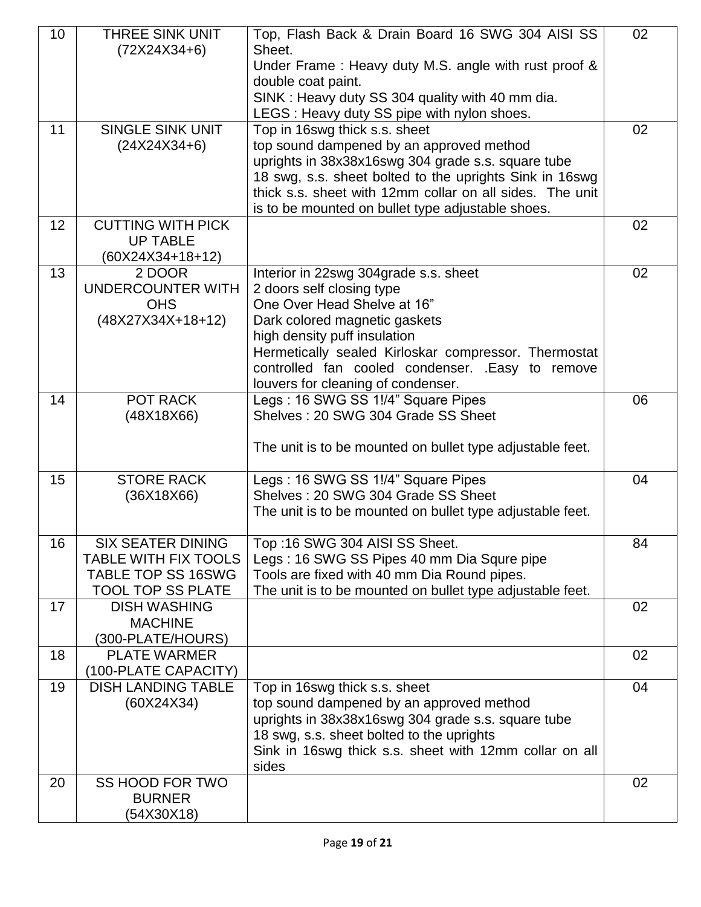| 10 | THREE SINK UNIT (72X24X34+6) | Top, Flash Back & Drain Board 16 SWG 304 AISI SS Sheet.<br>Under Frame : Heavy duty M.S. angle with rust proof & double coat paint.<br>SINK : Heavy duty SS 304 quality with 40 mm dia.<br>LEGS : Heavy duty SS pipe with nylon shoes. | 02 |
|---|---|---|---|
| 11 | SINGLE SINK UNIT (24X24X34+6) | Top in 16swg thick s.s. sheet<br>top sound dampened by an approved method<br>uprights in 38x38x16swg 304 grade s.s. square tube<br>18 swg, s.s. sheet bolted to the uprights Sink in 16swg thick s.s. sheet with 12mm collar on all sides. The unit is to be mounted on bullet type adjustable shoes. | 02 |
| 12 | CUTTING WITH PICK UP TABLE (60X24X34+18+12) | | 02 |
| 13 | 2 DOOR UNDERCOUNTER WITH OHS (48X27X34X+18+12) | Interior in 22swg 304grade s.s. sheet<br>2 doors self closing type<br>One Over Head Shelve at 16"<br>Dark colored magnetic gaskets<br>high density puff insulation<br>Hermetically sealed Kirloskar compressor. Thermostat controlled fan cooled condenser. .Easy to remove louvers for cleaning of condenser. | 02 |
| 14 | POT RACK (48X18X66) | Legs : 16 SWG SS 1!/4" Square Pipes<br>Shelves : 20 SWG 304 Grade SS Sheet<br><br>The unit is to be mounted on bullet type adjustable feet. | 06 |
| 15 | STORE RACK (36X18X66) | Legs : 16 SWG SS 1!/4" Square Pipes<br>Shelves : 20 SWG 304 Grade SS Sheet<br>The unit is to be mounted on bullet type adjustable feet. | 04 |
| 16 | SIX SEATER DINING TABLE WITH FIX TOOLS TABLE TOP SS 16SWG TOOL TOP SS PLATE | Top :16 SWG 304 AISI SS Sheet.<br>Legs : 16 SWG SS Pipes 40 mm Dia Squre pipe<br>Tools are fixed with 40 mm Dia Round pipes.<br>The unit is to be mounted on bullet type adjustable feet. | 84 |
| 17 | DISH WASHING MACHINE (300-PLATE/HOURS) | | 02 |
| 18 | PLATE WARMER (100-PLATE CAPACITY) | | 02 |
| 19 | DISH LANDING TABLE (60X24X34) | Top in 16swg thick s.s. sheet<br>top sound dampened by an approved method<br>uprights in 38x38x16swg 304 grade s.s. square tube<br>18 swg, s.s. sheet bolted to the uprights<br>Sink in 16swg thick s.s. sheet with 12mm collar on all sides | 04 |
| 20 | SS HOOD FOR TWO BURNER (54X30X18) | | 02 |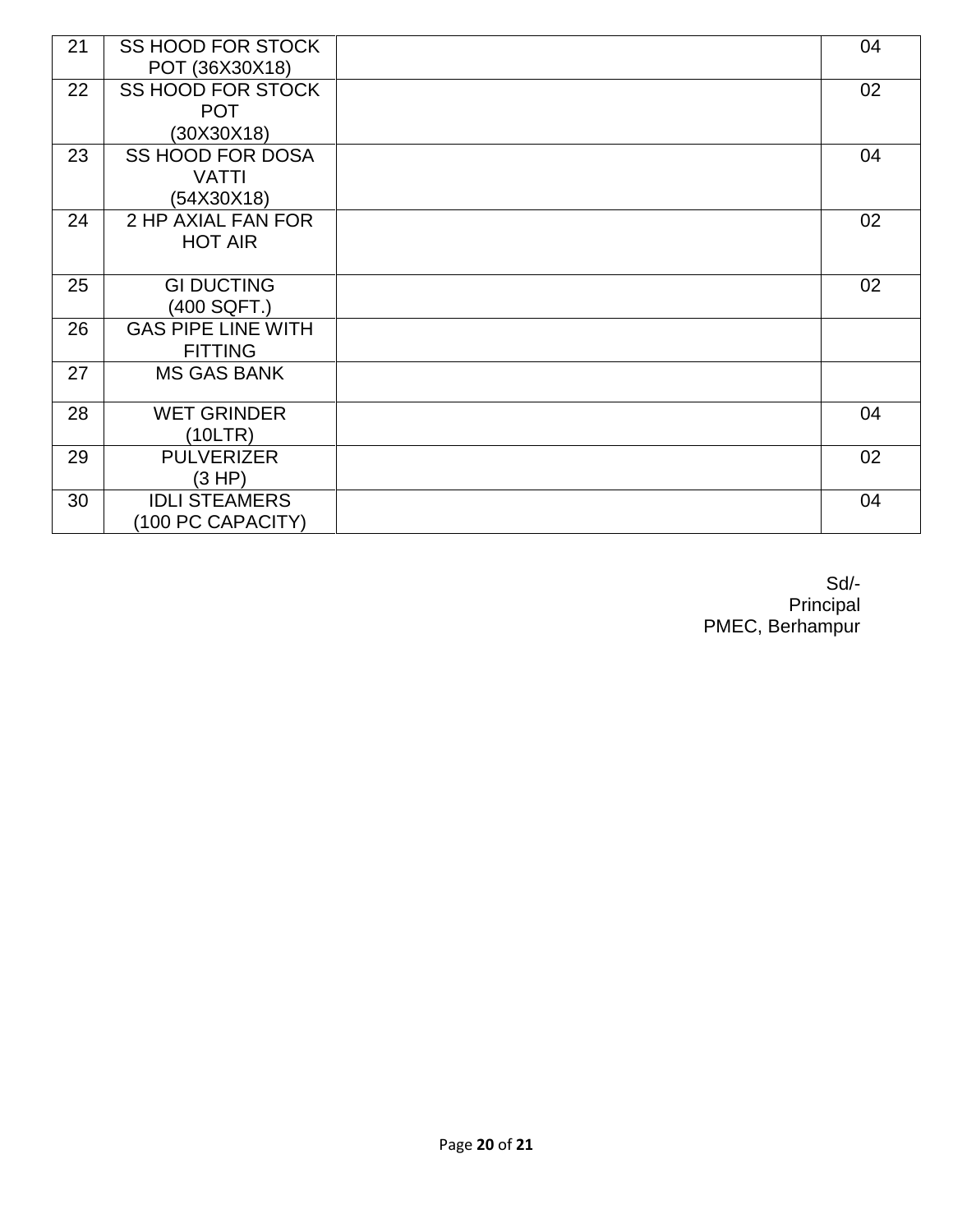| 21 | SS HOOD FOR STOCK POT (36X30X18) | | 04 |
|---|---|---|---|
| 22 | SS HOOD FOR STOCK POT (30X30X18) | | 02 |
| 23 | SS HOOD FOR DOSA VATTI (54X30X18) | | 04 |
| 24 | 2 HP AXIAL FAN FOR HOT AIR | | 02 |
| 25 | GI DUCTING (400 SQFT.) | | 02 |
| 26 | GAS PIPE LINE WITH FITTING | | |
| 27 | MS GAS BANK | | |
| 28 | WET GRINDER (10LTR) | | 04 |
| 29 | PULVERIZER (3 HP) | | 02 |
| 30 | IDLI STEAMERS (100 PC CAPACITY) | | 04 |

Sd/-
Principal
PMEC, Berhampur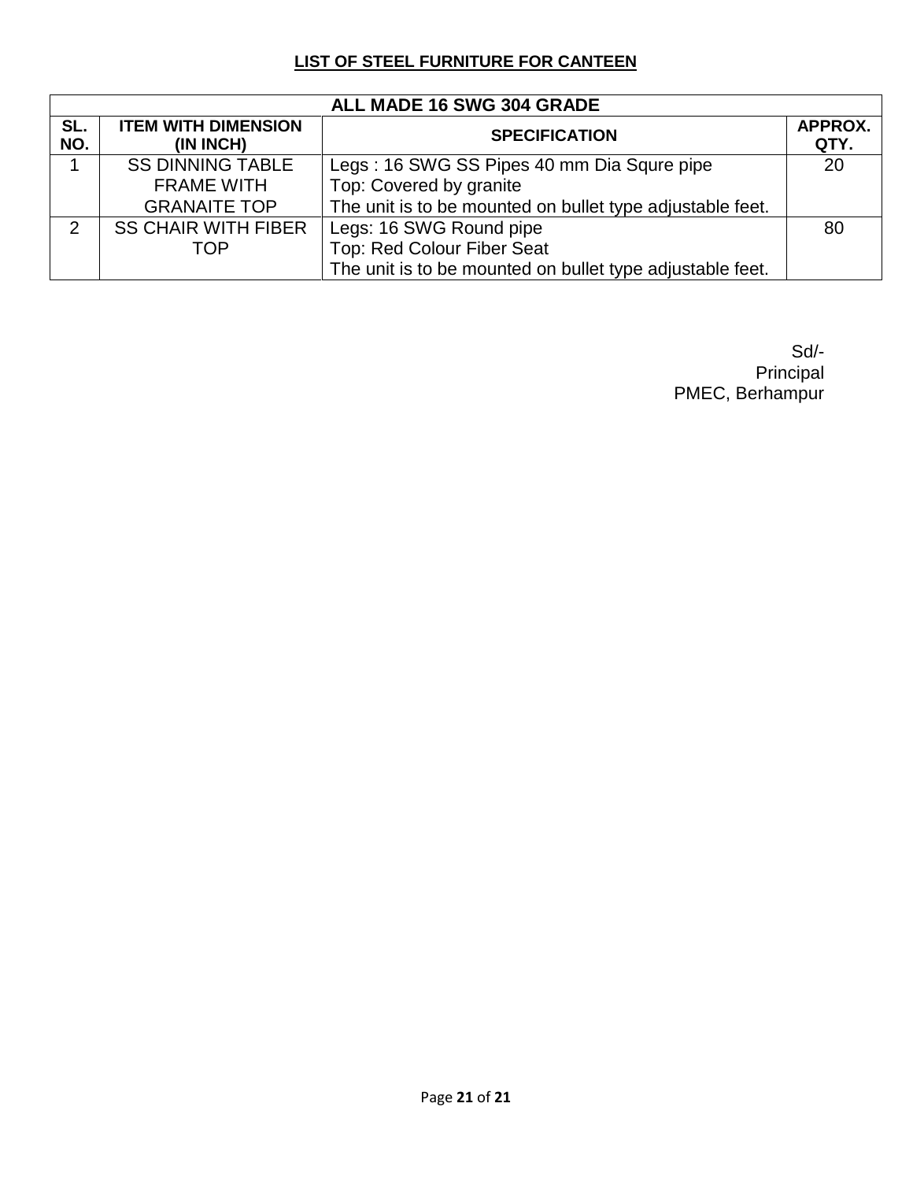**LIST OF STEEL FURNITURE FOR CANTEEN**

| ALL MADE 16 SWG 304 GRADE | | | |
|---|---|---|---|
| **SL. NO.** | **ITEM WITH DIMENSION (IN INCH)** | **SPECIFICATION** | **APPROX. QTY.** |
| 1 | SS DINNING TABLE FRAME WITH GRANAITE TOP | Legs : 16 SWG SS Pipes 40 mm Dia Squre pipe<br>Top: Covered by granite<br>The unit is to be mounted on bullet type adjustable feet. | 20 |
| 2 | SS CHAIR WITH FIBER TOP | Legs: 16 SWG Round pipe<br>Top: Red Colour Fiber Seat<br>The unit is to be mounted on bullet type adjustable feet. | 80 |

Sd/-
Principal
PMEC, Berhampur